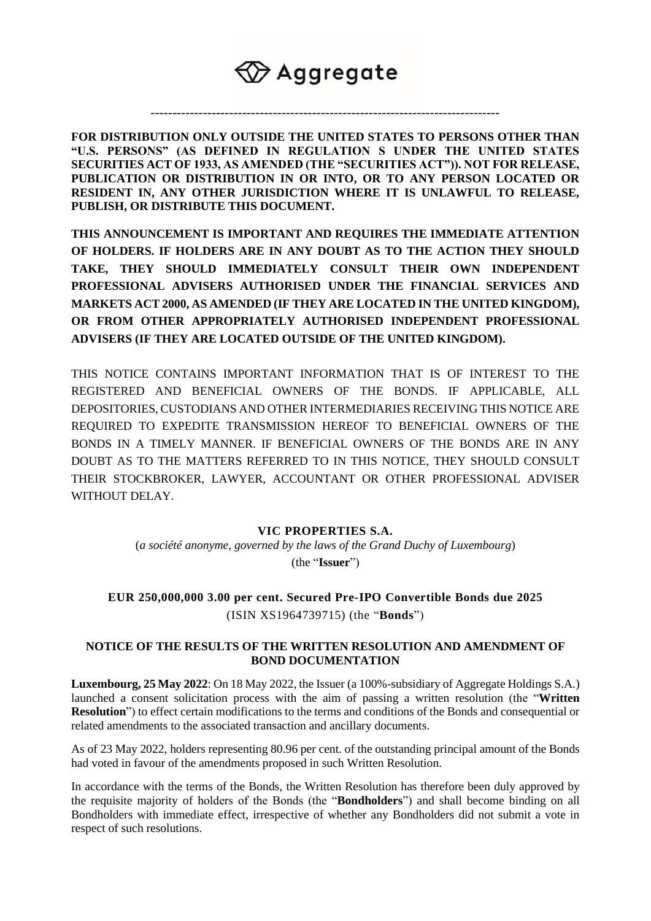Aggregate

---

**FOR DISTRIBUTION ONLY OUTSIDE THE UNITED STATES TO PERSONS OTHER THAN "U.S. PERSONS" (AS DEFINED IN REGULATION S UNDER THE UNITED STATES SECURITIES ACT OF 1933, AS AMENDED (THE "SECURITIES ACT")). NOT FOR RELEASE, PUBLICATION OR DISTRIBUTION IN OR INTO, OR TO ANY PERSON LOCATED OR RESIDENT IN, ANY OTHER JURISDICTION WHERE IT IS UNLAWFUL TO RELEASE, PUBLISH, OR DISTRIBUTE THIS DOCUMENT.**

**THIS ANNOUNCEMENT IS IMPORTANT AND REQUIRES THE IMMEDIATE ATTENTION OF HOLDERS. IF HOLDERS ARE IN ANY DOUBT AS TO THE ACTION THEY SHOULD TAKE, THEY SHOULD IMMEDIATELY CONSULT THEIR OWN INDEPENDENT PROFESSIONAL ADVISERS AUTHORISED UNDER THE FINANCIAL SERVICES AND MARKETS ACT 2000, AS AMENDED (IF THEY ARE LOCATED IN THE UNITED KINGDOM), OR FROM OTHER APPROPRIATELY AUTHORISED INDEPENDENT PROFESSIONAL ADVISERS (IF THEY ARE LOCATED OUTSIDE OF THE UNITED KINGDOM).**

THIS NOTICE CONTAINS IMPORTANT INFORMATION THAT IS OF INTEREST TO THE REGISTERED AND BENEFICIAL OWNERS OF THE BONDS. IF APPLICABLE, ALL DEPOSITORIES, CUSTODIANS AND OTHER INTERMEDIARIES RECEIVING THIS NOTICE ARE REQUIRED TO EXPEDITE TRANSMISSION HEREOF TO BENEFICIAL OWNERS OF THE BONDS IN A TIMELY MANNER. IF BENEFICIAL OWNERS OF THE BONDS ARE IN ANY DOUBT AS TO THE MATTERS REFERRED TO IN THIS NOTICE, THEY SHOULD CONSULT THEIR STOCKBROKER, LAWYER, ACCOUNTANT OR OTHER PROFESSIONAL ADVISER WITHOUT DELAY.

**VIC PROPERTIES S.A.**

(*a société anonyme, governed by the laws of the Grand Duchy of Luxembourg*)

(the "**Issuer**")

**EUR 250,000,000 3.00 per cent. Secured Pre-IPO Convertible Bonds due 2025**

(ISIN XS1964739715) (the "**Bonds**")

**NOTICE OF THE RESULTS OF THE WRITTEN RESOLUTION AND AMENDMENT OF BOND DOCUMENTATION**

**Luxembourg, 25 May 2022**: On 18 May 2022, the Issuer (a 100%-subsidiary of Aggregate Holdings S.A.) launched a consent solicitation process with the aim of passing a written resolution (the "**Written Resolution**") to effect certain modifications to the terms and conditions of the Bonds and consequential or related amendments to the associated transaction and ancillary documents.

As of 23 May 2022, holders representing 80.96 per cent. of the outstanding principal amount of the Bonds had voted in favour of the amendments proposed in such Written Resolution.

In accordance with the terms of the Bonds, the Written Resolution has therefore been duly approved by the requisite majority of holders of the Bonds (the "**Bondholders**") and shall become binding on all Bondholders with immediate effect, irrespective of whether any Bondholders did not submit a vote in respect of such resolutions.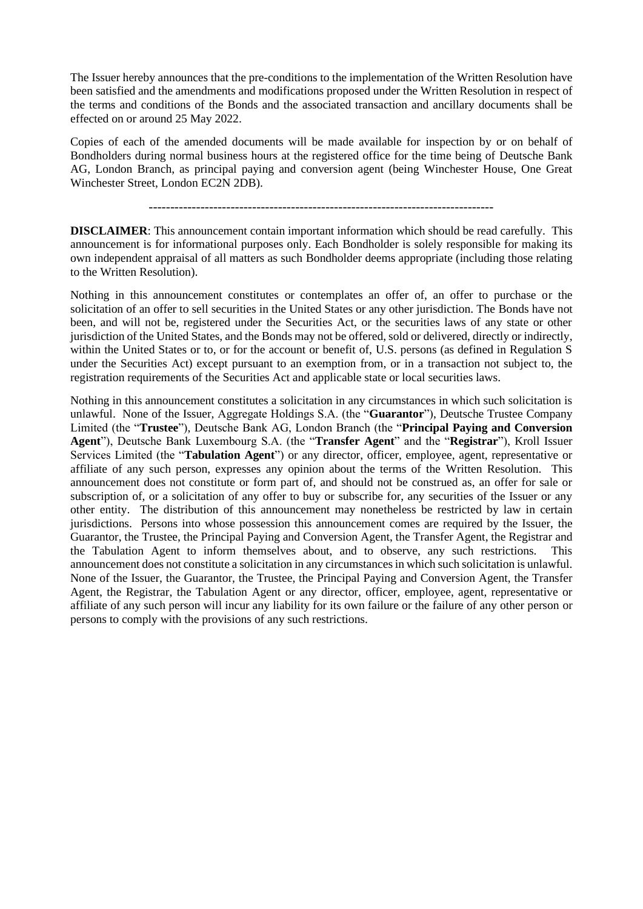The Issuer hereby announces that the pre-conditions to the implementation of the Written Resolution have been satisfied and the amendments and modifications proposed under the Written Resolution in respect of the terms and conditions of the Bonds and the associated transaction and ancillary documents shall be effected on or around 25 May 2022.

Copies of each of the amended documents will be made available for inspection by or on behalf of Bondholders during normal business hours at the registered office for the time being of Deutsche Bank AG, London Branch, as principal paying and conversion agent (being Winchester House, One Great Winchester Street, London EC2N 2DB).

---

**DISCLAIMER**: This announcement contain important information which should be read carefully. This announcement is for informational purposes only. Each Bondholder is solely responsible for making its own independent appraisal of all matters as such Bondholder deems appropriate (including those relating to the Written Resolution).

Nothing in this announcement constitutes or contemplates an offer of, an offer to purchase or the solicitation of an offer to sell securities in the United States or any other jurisdiction. The Bonds have not been, and will not be, registered under the Securities Act, or the securities laws of any state or other jurisdiction of the United States, and the Bonds may not be offered, sold or delivered, directly or indirectly, within the United States or to, or for the account or benefit of, U.S. persons (as defined in Regulation S under the Securities Act) except pursuant to an exemption from, or in a transaction not subject to, the registration requirements of the Securities Act and applicable state or local securities laws.

Nothing in this announcement constitutes a solicitation in any circumstances in which such solicitation is unlawful. None of the Issuer, Aggregate Holdings S.A. (the "**Guarantor**"), Deutsche Trustee Company Limited (the "**Trustee**"), Deutsche Bank AG, London Branch (the "**Principal Paying and Conversion Agent**"), Deutsche Bank Luxembourg S.A. (the "**Transfer Agent**" and the "**Registrar**"), Kroll Issuer Services Limited (the "**Tabulation Agent**") or any director, officer, employee, agent, representative or affiliate of any such person, expresses any opinion about the terms of the Written Resolution. This announcement does not constitute or form part of, and should not be construed as, an offer for sale or subscription of, or a solicitation of any offer to buy or subscribe for, any securities of the Issuer or any other entity. The distribution of this announcement may nonetheless be restricted by law in certain jurisdictions. Persons into whose possession this announcement comes are required by the Issuer, the Guarantor, the Trustee, the Principal Paying and Conversion Agent, the Transfer Agent, the Registrar and the Tabulation Agent to inform themselves about, and to observe, any such restrictions. This announcement does not constitute a solicitation in any circumstances in which such solicitation is unlawful. None of the Issuer, the Guarantor, the Trustee, the Principal Paying and Conversion Agent, the Transfer Agent, the Registrar, the Tabulation Agent or any director, officer, employee, agent, representative or affiliate of any such person will incur any liability for its own failure or the failure of any other person or persons to comply with the provisions of any such restrictions.